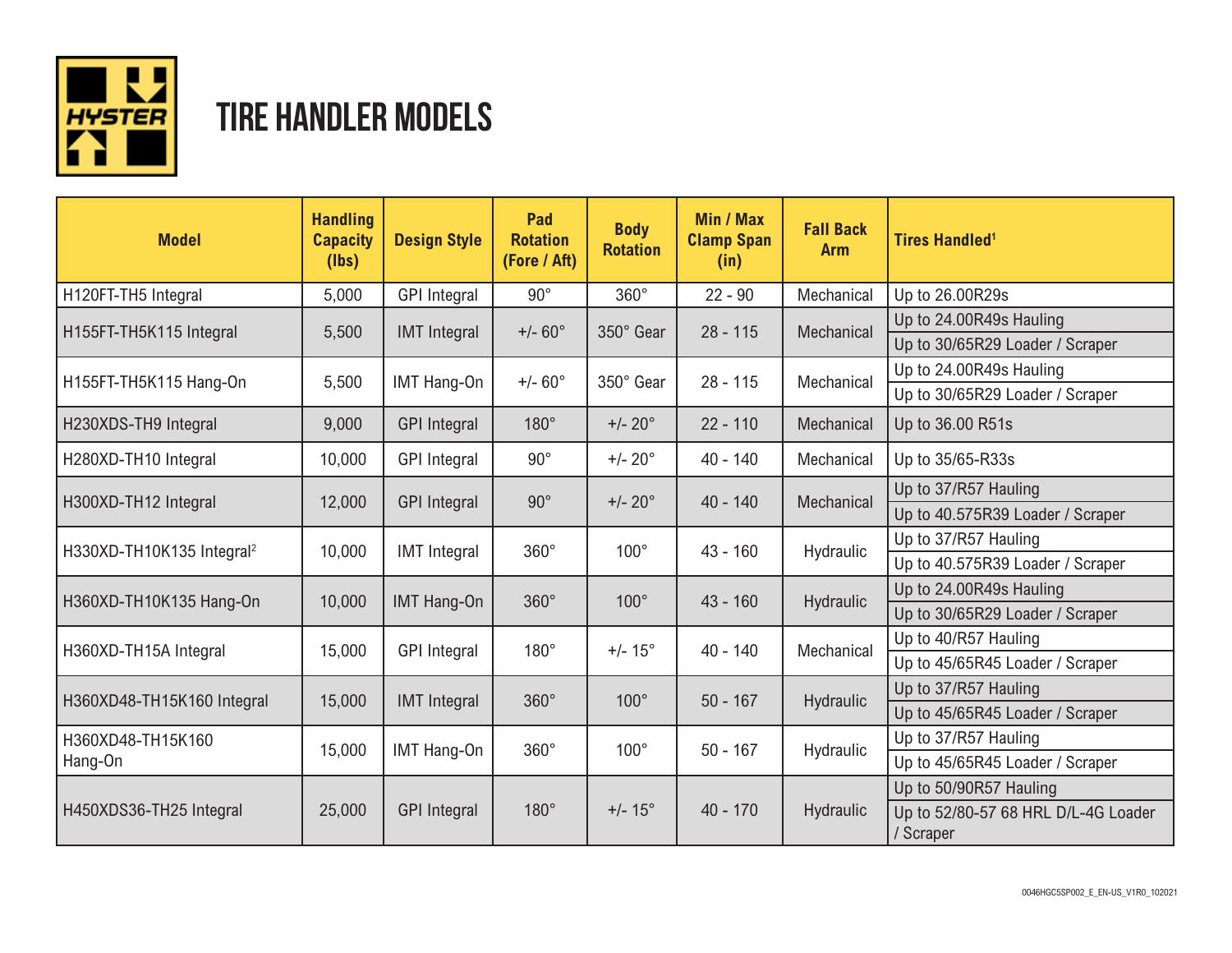# TIRE HANDLER MODELS

| Model | Handling Capacity (lbs) | Design Style | Pad Rotation (Fore / Aft) | Body Rotation | Min / Max Clamp Span (in) | Fall Back Arm | Tires Handled[1] |
|---|---|---|---|---|---|---|---|
| H120FT-TH5 Integral | 5,000 | GPI Integral | 90° | 360° | 22 - 90 | Mechanical | Up to 26.00R29s |
| H155FT-TH5K115 Integral | 5,500 | IMT Integral | +/- 60° | 350° Gear | 28 - 115 | Mechanical | Up to 24.00R49s Hauling<br>Up to 30/65R29 Loader / Scraper |
| H155FT-TH5K115 Hang-On | 5,500 | IMT Hang-On | +/- 60° | 350° Gear | 28 - 115 | Mechanical | Up to 24.00R49s Hauling<br>Up to 30/65R29 Loader / Scraper |
| H230XDS-TH9 Integral | 9,000 | GPI Integral | 180° | +/- 20° | 22 - 110 | Mechanical | Up to 36.00 R51s |
| H280XD-TH10 Integral | 10,000 | GPI Integral | 90° | +/- 20° | 40 - 140 | Mechanical | Up to 35/65-R33s |
| H300XD-TH12 Integral | 12,000 | GPI Integral | 90° | +/- 20° | 40 - 140 | Mechanical | Up to 37/R57 Hauling<br>Up to 40.575R39 Loader / Scraper |
| H330XD-TH10K135 Integral[2] | 10,000 | IMT Integral | 360° | 100° | 43 - 160 | Hydraulic | Up to 37/R57 Hauling<br>Up to 40.575R39 Loader / Scraper |
| H360XD-TH10K135 Hang-On | 10,000 | IMT Hang-On | 360° | 100° | 43 - 160 | Hydraulic | Up to 24.00R49s Hauling<br>Up to 30/65R29 Loader / Scraper |
| H360XD-TH15A Integral | 15,000 | GPI Integral | 180° | +/- 15° | 40 - 140 | Mechanical | Up to 40/R57 Hauling<br>Up to 45/65R45 Loader / Scraper |
| H360XD48-TH15K160 Integral | 15,000 | IMT Integral | 360° | 100° | 50 - 167 | Hydraulic | Up to 37/R57 Hauling<br>Up to 45/65R45 Loader / Scraper |
| H360XD48-TH15K160 Hang-On | 15,000 | IMT Hang-On | 360° | 100° | 50 - 167 | Hydraulic | Up to 37/R57 Hauling<br>Up to 45/65R45 Loader / Scraper |
| H450XDS36-TH25 Integral | 25,000 | GPI Integral | 180° | +/- 15° | 40 - 170 | Hydraulic | Up to 50/90R57 Hauling<br>Up to 52/80-57 68 HRL D/L-4G Loader / Scraper |

0046HGC5SP002_E_EN-US_V1R0_102021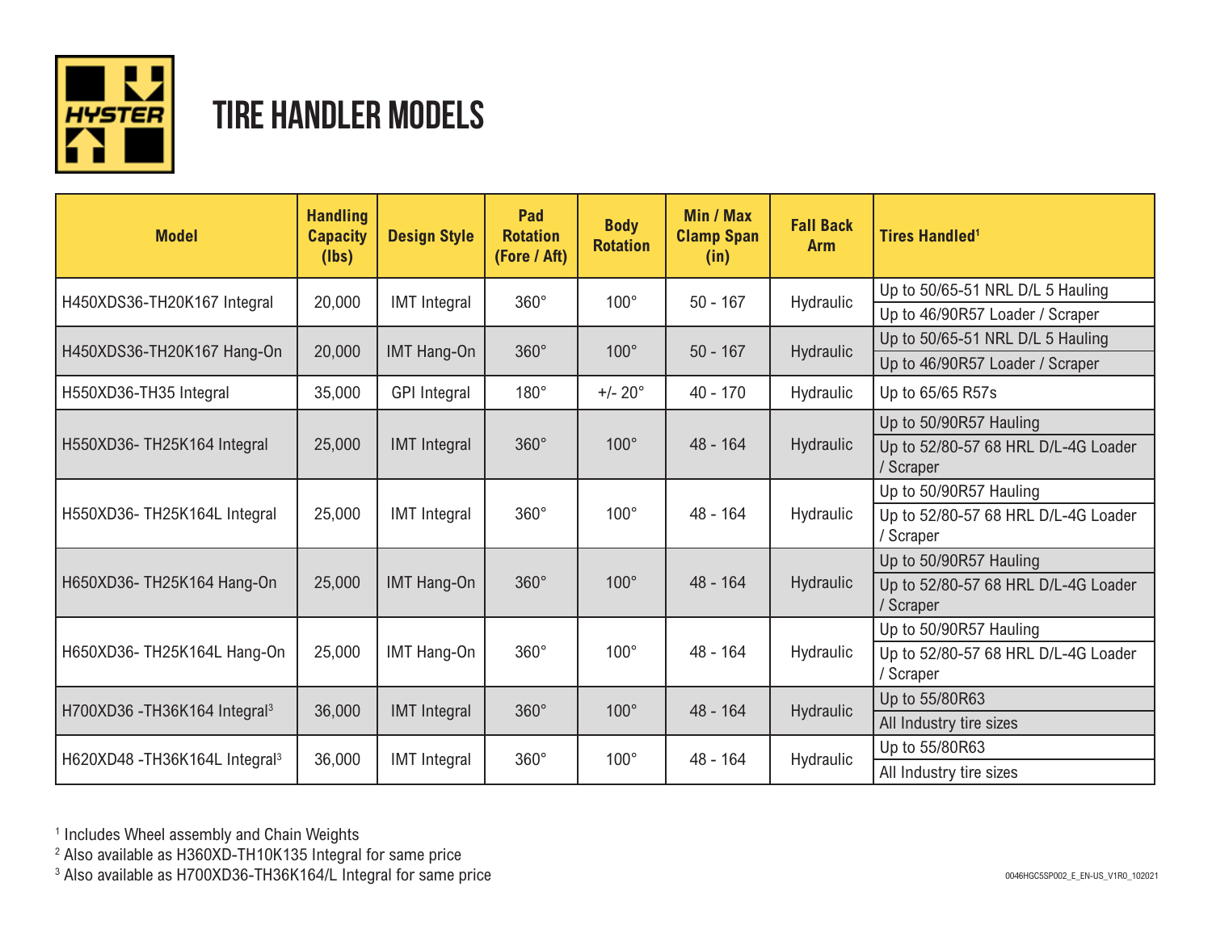# TIRE HANDLER MODELS

| Model | Handling Capacity (lbs) | Design Style | Pad Rotation (Fore / Aft) | Body Rotation | Min / Max Clamp Span (in) | Fall Back Arm | Tires Handled[1] |
|---|---|---|---|---|---|---|---|
| H450XDS36-TH20K167 Integral | 20,000 | IMT Integral | 360° | 100° | 50 - 167 | Hydraulic | Up to 50/65-51 NRL D/L 5 Hauling |
| | | | | | | | Up to 46/90R57 Loader / Scraper |
| H450XDS36-TH20K167 Hang-On | 20,000 | IMT Hang-On | 360° | 100° | 50 - 167 | Hydraulic | Up to 50/65-51 NRL D/L 5 Hauling |
| | | | | | | | Up to 46/90R57 Loader / Scraper |
| H550XD36-TH35 Integral | 35,000 | GPI Integral | 180° | +/- 20° | 40 - 170 | Hydraulic | Up to 65/65 R57s |
| H550XD36- TH25K164 Integral | 25,000 | IMT Integral | 360° | 100° | 48 - 164 | Hydraulic | Up to 50/90R57 Hauling |
| | | | | | | | Up to 52/80-57 68 HRL D/L-4G Loader / Scraper |
| H550XD36- TH25K164L Integral | 25,000 | IMT Integral | 360° | 100° | 48 - 164 | Hydraulic | Up to 50/90R57 Hauling |
| | | | | | | | Up to 52/80-57 68 HRL D/L-4G Loader / Scraper |
| H650XD36- TH25K164 Hang-On | 25,000 | IMT Hang-On | 360° | 100° | 48 - 164 | Hydraulic | Up to 50/90R57 Hauling |
| | | | | | | | Up to 52/80-57 68 HRL D/L-4G Loader / Scraper |
| H650XD36- TH25K164L Hang-On | 25,000 | IMT Hang-On | 360° | 100° | 48 - 164 | Hydraulic | Up to 50/90R57 Hauling |
| | | | | | | | Up to 52/80-57 68 HRL D/L-4G Loader / Scraper |
| H700XD36 -TH36K164 Integral[3] | 36,000 | IMT Integral | 360° | 100° | 48 - 164 | Hydraulic | Up to 55/80R63 |
| | | | | | | | All Industry tire sizes |
| H620XD48 -TH36K164L Integral[3] | 36,000 | IMT Integral | 360° | 100° | 48 - 164 | Hydraulic | Up to 55/80R63 |
| | | | | | | | All Industry tire sizes |

[1] Includes Wheel assembly and Chain Weights
[2] Also available as H360XD-TH10K135 Integral for same price
[3] Also available as H700XD36-TH36K164/L Integral for same price

0046HGC5SP002_E_EN-US_V1R0_102021